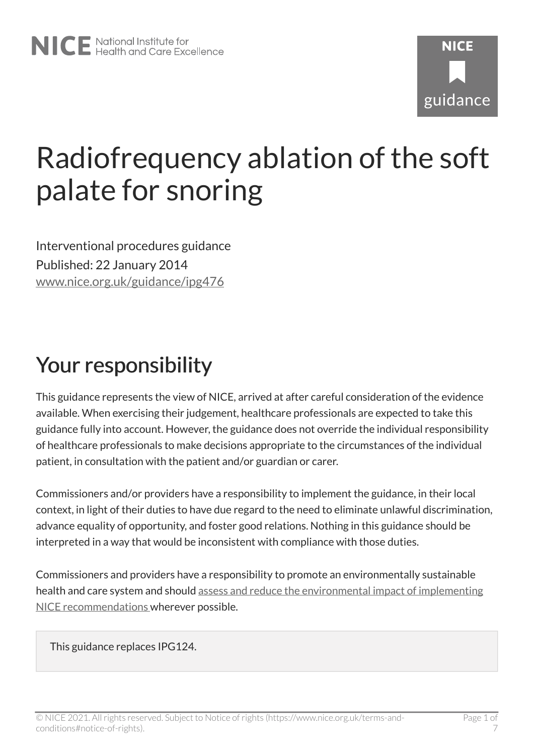# Radiofrequency ablation of the soft palate for snoring

Interventional procedures guidance
Published: 22 January 2014
[www.nice.org.uk/guidance/ipg476](www.nice.org.uk/guidance/ipg476)

## Your responsibility

This guidance represents the view of NICE, arrived at after careful consideration of the evidence available. When exercising their judgement, healthcare professionals are expected to take this guidance fully into account. However, the guidance does not override the individual responsibility of healthcare professionals to make decisions appropriate to the circumstances of the individual patient, in consultation with the patient and/or guardian or carer.

Commissioners and/or providers have a responsibility to implement the guidance, in their local context, in light of their duties to have due regard to the need to eliminate unlawful discrimination, advance equality of opportunity, and foster good relations. Nothing in this guidance should be interpreted in a way that would be inconsistent with compliance with those duties.

Commissioners and providers have a responsibility to promote an environmentally sustainable health and care system and should assess and reduce the environmental impact of implementing NICE recommendations wherever possible.

> This guidance replaces IPG124.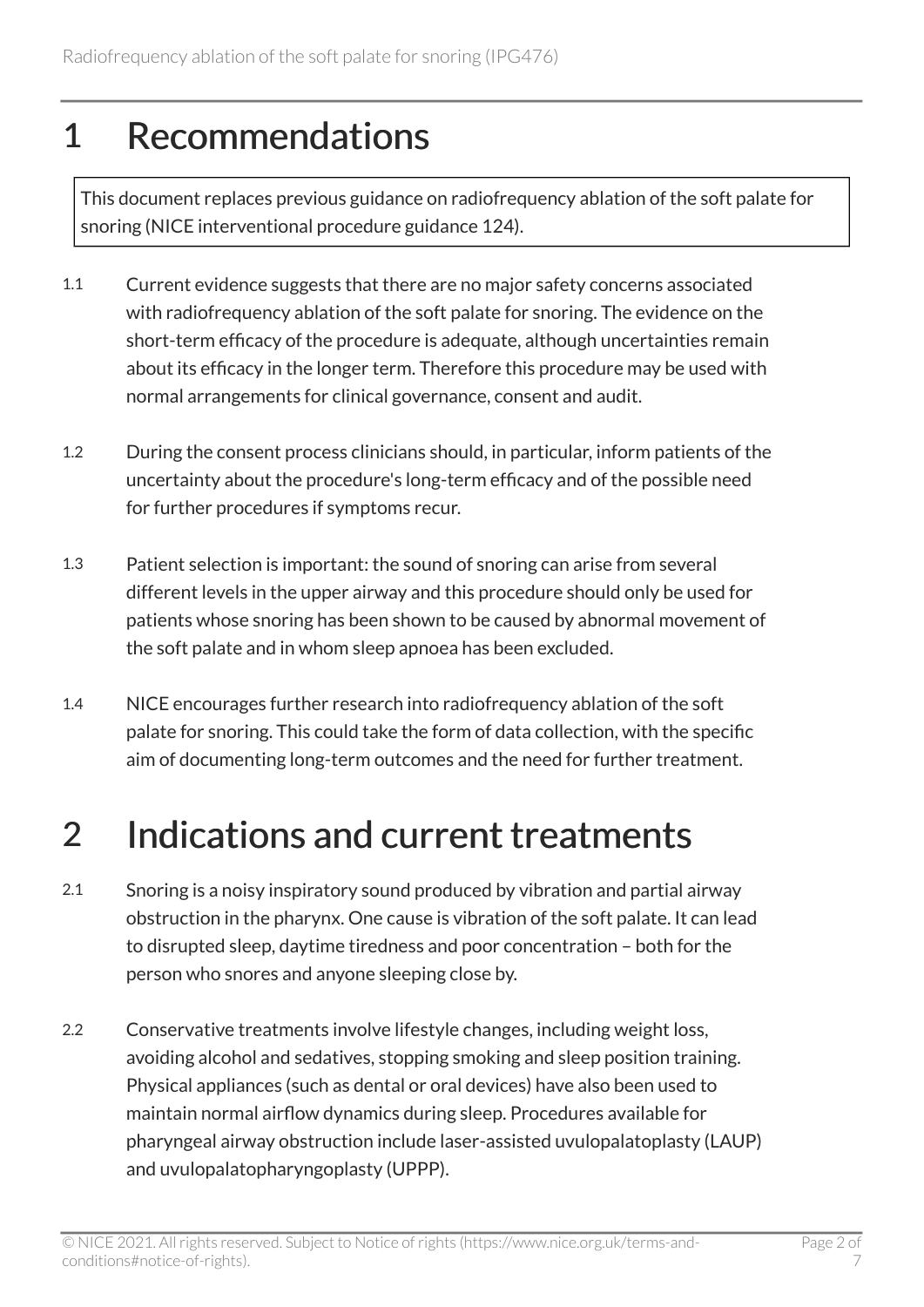# 1 Recommendations

This document replaces previous guidance on radiofrequency ablation of the soft palate for snoring (NICE interventional procedure guidance 124).

1.1 Current evidence suggests that there are no major safety concerns associated with radiofrequency ablation of the soft palate for snoring. The evidence on the short-term efficacy of the procedure is adequate, although uncertainties remain about its efficacy in the longer term. Therefore this procedure may be used with normal arrangements for clinical governance, consent and audit.

1.2 During the consent process clinicians should, in particular, inform patients of the uncertainty about the procedure's long-term efficacy and of the possible need for further procedures if symptoms recur.

1.3 Patient selection is important: the sound of snoring can arise from several different levels in the upper airway and this procedure should only be used for patients whose snoring has been shown to be caused by abnormal movement of the soft palate and in whom sleep apnoea has been excluded.

1.4 NICE encourages further research into radiofrequency ablation of the soft palate for snoring. This could take the form of data collection, with the specific aim of documenting long-term outcomes and the need for further treatment.

# 2 Indications and current treatments

2.1 Snoring is a noisy inspiratory sound produced by vibration and partial airway obstruction in the pharynx. One cause is vibration of the soft palate. It can lead to disrupted sleep, daytime tiredness and poor concentration – both for the person who snores and anyone sleeping close by.

2.2 Conservative treatments involve lifestyle changes, including weight loss, avoiding alcohol and sedatives, stopping smoking and sleep position training. Physical appliances (such as dental or oral devices) have also been used to maintain normal airflow dynamics during sleep. Procedures available for pharyngeal airway obstruction include laser-assisted uvulopalatoplasty (LAUP) and uvulopalatopharyngoplasty (UPPP).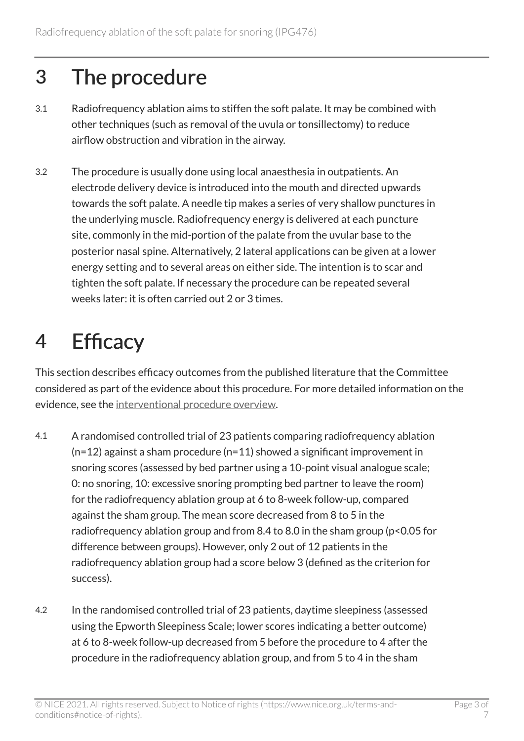# 3 The procedure

3.1 Radiofrequency ablation aims to stiffen the soft palate. It may be combined with other techniques (such as removal of the uvula or tonsillectomy) to reduce airflow obstruction and vibration in the airway.

3.2 The procedure is usually done using local anaesthesia in outpatients. An electrode delivery device is introduced into the mouth and directed upwards towards the soft palate. A needle tip makes a series of very shallow punctures in the underlying muscle. Radiofrequency energy is delivered at each puncture site, commonly in the mid-portion of the palate from the uvular base to the posterior nasal spine. Alternatively, 2 lateral applications can be given at a lower energy setting and to several areas on either side. The intention is to scar and tighten the soft palate. If necessary the procedure can be repeated several weeks later: it is often carried out 2 or 3 times.

# 4 Efficacy

This section describes efficacy outcomes from the published literature that the Committee considered as part of the evidence about this procedure. For more detailed information on the evidence, see the interventional procedure overview.

4.1 A randomised controlled trial of 23 patients comparing radiofrequency ablation (n=12) against a sham procedure (n=11) showed a significant improvement in snoring scores (assessed by bed partner using a 10-point visual analogue scale; 0: no snoring, 10: excessive snoring prompting bed partner to leave the room) for the radiofrequency ablation group at 6 to 8-week follow-up, compared against the sham group. The mean score decreased from 8 to 5 in the radiofrequency ablation group and from 8.4 to 8.0 in the sham group ($p<0.05$ for difference between groups). However, only 2 out of 12 patients in the radiofrequency ablation group had a score below 3 (defined as the criterion for success).

4.2 In the randomised controlled trial of 23 patients, daytime sleepiness (assessed using the Epworth Sleepiness Scale; lower scores indicating a better outcome) at 6 to 8-week follow-up decreased from 5 before the procedure to 4 after the procedure in the radiofrequency ablation group, and from 5 to 4 in the sham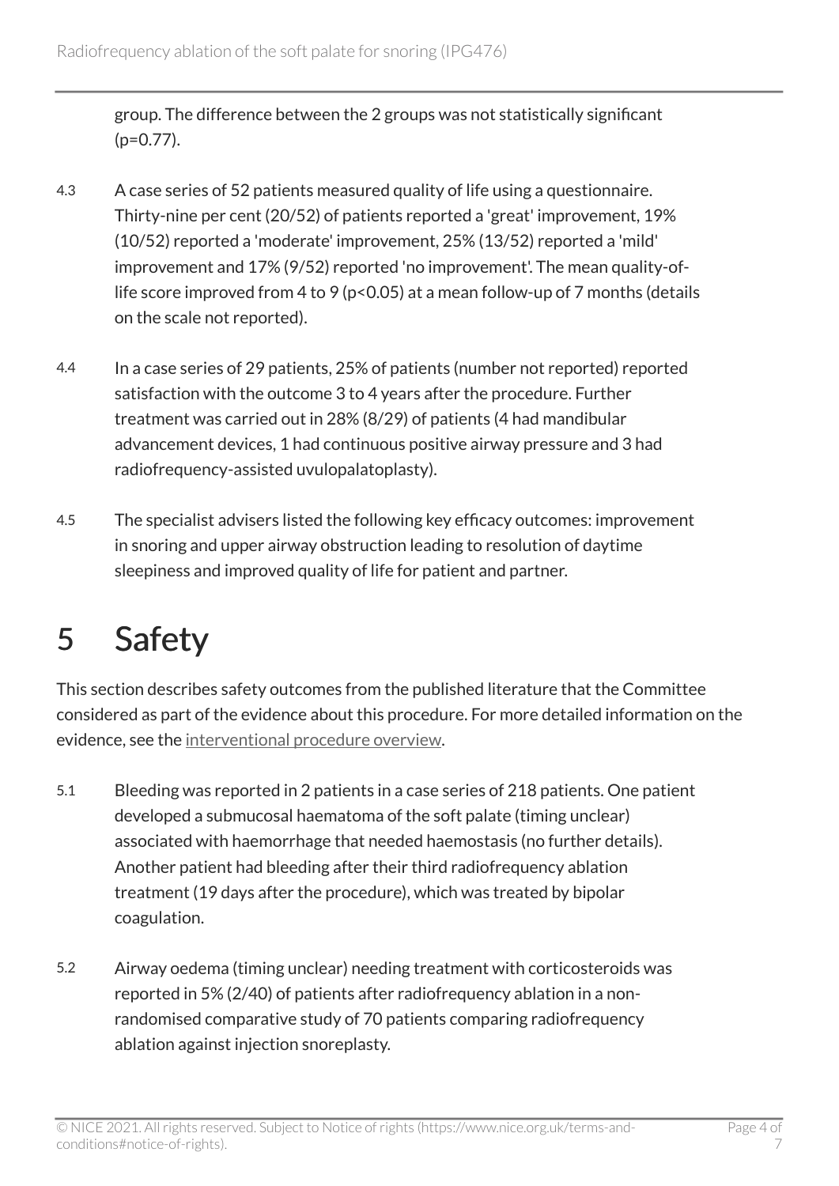group. The difference between the 2 groups was not statistically significant ($p=0.77$).

4.3 A case series of 52 patients measured quality of life using a questionnaire. Thirty-nine per cent (20/52) of patients reported a 'great' improvement, 19% (10/52) reported a 'moderate' improvement, 25% (13/52) reported a 'mild' improvement and 17% (9/52) reported 'no improvement'. The mean quality-of-life score improved from 4 to 9 ($p<0.05$) at a mean follow-up of 7 months (details on the scale not reported).

4.4 In a case series of 29 patients, 25% of patients (number not reported) reported satisfaction with the outcome 3 to 4 years after the procedure. Further treatment was carried out in 28% (8/29) of patients (4 had mandibular advancement devices, 1 had continuous positive airway pressure and 3 had radiofrequency-assisted uvulopalatoplasty).

4.5 The specialist advisers listed the following key efficacy outcomes: improvement in snoring and upper airway obstruction leading to resolution of daytime sleepiness and improved quality of life for patient and partner.

# 5 Safety

This section describes safety outcomes from the published literature that the Committee considered as part of the evidence about this procedure. For more detailed information on the evidence, see the interventional procedure overview.

5.1 Bleeding was reported in 2 patients in a case series of 218 patients. One patient developed a submucosal haematoma of the soft palate (timing unclear) associated with haemorrhage that needed haemostasis (no further details). Another patient had bleeding after their third radiofrequency ablation treatment (19 days after the procedure), which was treated by bipolar coagulation.

5.2 Airway oedema (timing unclear) needing treatment with corticosteroids was reported in 5% (2/40) of patients after radiofrequency ablation in a non-randomised comparative study of 70 patients comparing radiofrequency ablation against injection snoreplasty.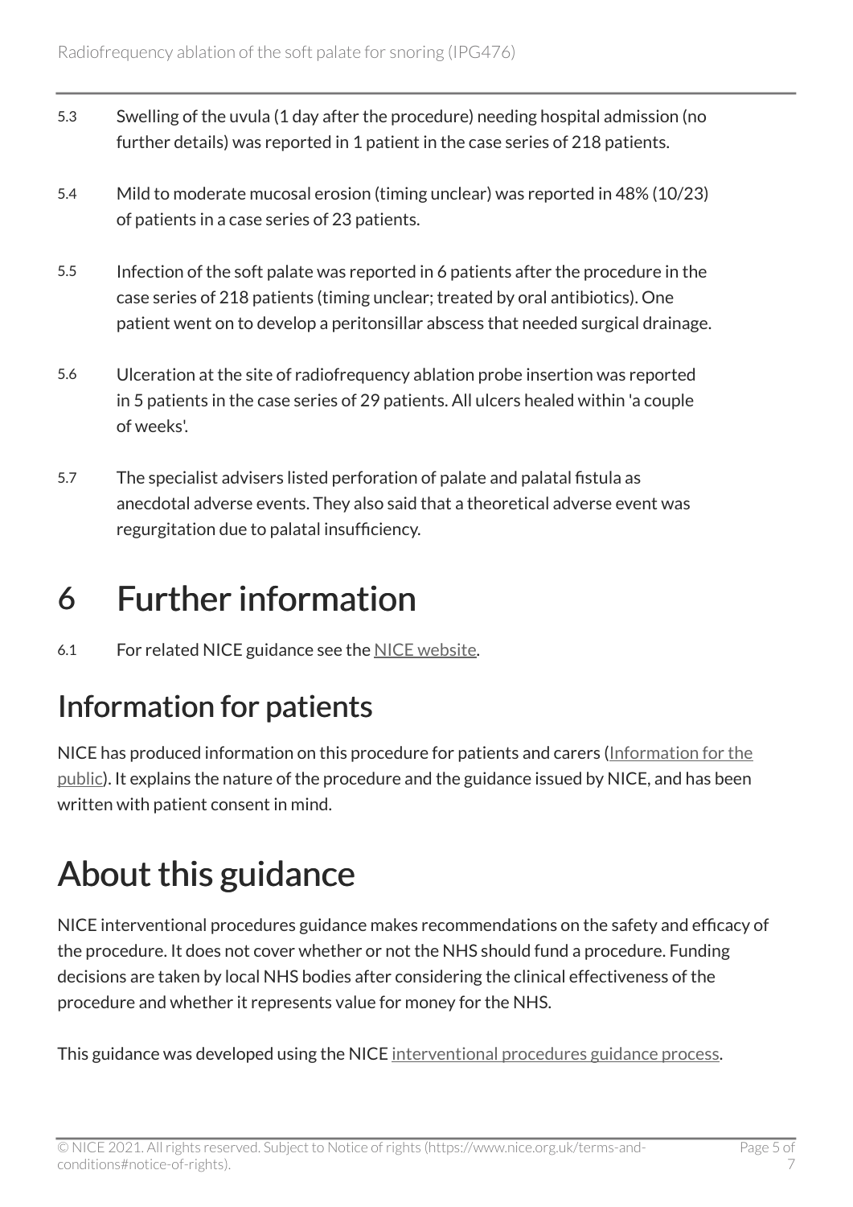5.3 Swelling of the uvula (1 day after the procedure) needing hospital admission (no further details) was reported in 1 patient in the case series of 218 patients.

5.4 Mild to moderate mucosal erosion (timing unclear) was reported in 48% (10/23) of patients in a case series of 23 patients.

5.5 Infection of the soft palate was reported in 6 patients after the procedure in the case series of 218 patients (timing unclear; treated by oral antibiotics). One patient went on to develop a peritonsillar abscess that needed surgical drainage.

5.6 Ulceration at the site of radiofrequency ablation probe insertion was reported in 5 patients in the case series of 29 patients. All ulcers healed within 'a couple of weeks'.

5.7 The specialist advisers listed perforation of palate and palatal fistula as anecdotal adverse events. They also said that a theoretical adverse event was regurgitation due to palatal insufficiency.

# 6 Further information

6.1 For related NICE guidance see the NICE website.

## Information for patients

NICE has produced information on this procedure for patients and carers (Information for the public). It explains the nature of the procedure and the guidance issued by NICE, and has been written with patient consent in mind.

# About this guidance

NICE interventional procedures guidance makes recommendations on the safety and efficacy of the procedure. It does not cover whether or not the NHS should fund a procedure. Funding decisions are taken by local NHS bodies after considering the clinical effectiveness of the procedure and whether it represents value for money for the NHS.

This guidance was developed using the NICE interventional procedures guidance process.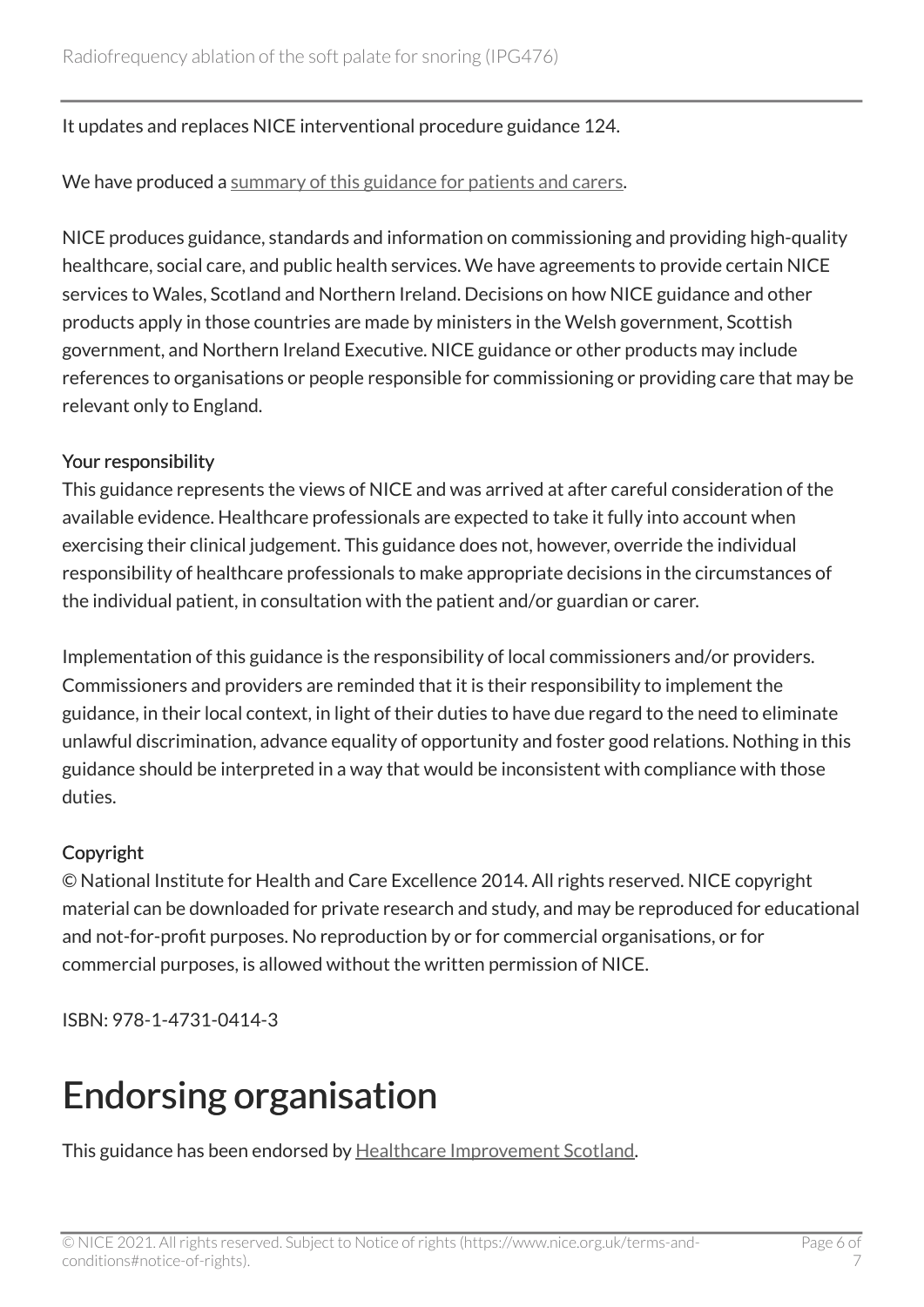It updates and replaces NICE interventional procedure guidance 124.

We have produced a summary of this guidance for patients and carers.

NICE produces guidance, standards and information on commissioning and providing high-quality healthcare, social care, and public health services. We have agreements to provide certain NICE services to Wales, Scotland and Northern Ireland. Decisions on how NICE guidance and other products apply in those countries are made by ministers in the Welsh government, Scottish government, and Northern Ireland Executive. NICE guidance or other products may include references to organisations or people responsible for commissioning or providing care that may be relevant only to England.

#### Your responsibility

This guidance represents the views of NICE and was arrived at after careful consideration of the available evidence. Healthcare professionals are expected to take it fully into account when exercising their clinical judgement. This guidance does not, however, override the individual responsibility of healthcare professionals to make appropriate decisions in the circumstances of the individual patient, in consultation with the patient and/or guardian or carer.

Implementation of this guidance is the responsibility of local commissioners and/or providers. Commissioners and providers are reminded that it is their responsibility to implement the guidance, in their local context, in light of their duties to have due regard to the need to eliminate unlawful discrimination, advance equality of opportunity and foster good relations. Nothing in this guidance should be interpreted in a way that would be inconsistent with compliance with those duties.

#### Copyright

© National Institute for Health and Care Excellence 2014. All rights reserved. NICE copyright material can be downloaded for private research and study, and may be reproduced for educational and not-for-profit purposes. No reproduction by or for commercial organisations, or for commercial purposes, is allowed without the written permission of NICE.

ISBN: 978-1-4731-0414-3

# Endorsing organisation

This guidance has been endorsed by Healthcare Improvement Scotland.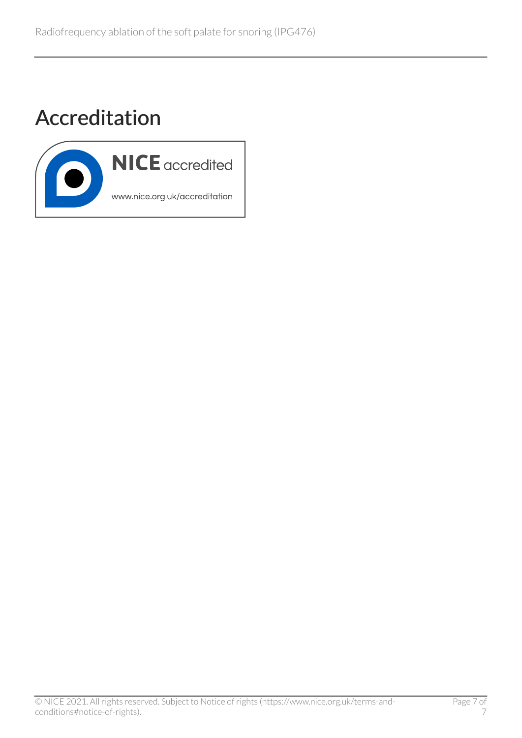# Accreditation

NICE accredited

www.nice.org.uk/accreditation